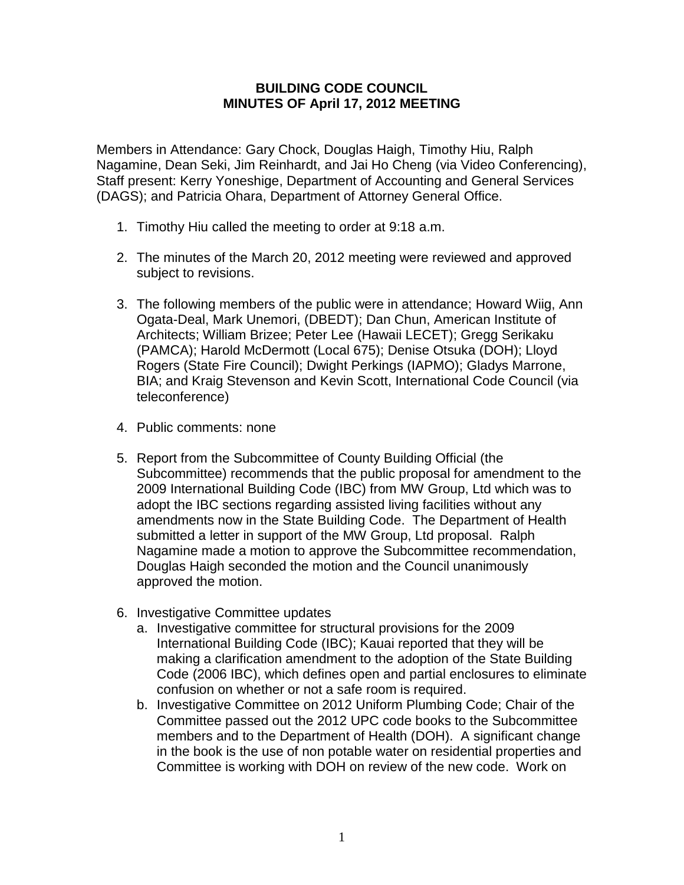**BUILDING CODE COUNCIL**
**MINUTES OF April 17, 2012 MEETING**

Members in Attendance: Gary Chock, Douglas Haigh, Timothy Hiu, Ralph Nagamine, Dean Seki, Jim Reinhardt, and Jai Ho Cheng (via Video Conferencing), Staff present: Kerry Yoneshige, Department of Accounting and General Services (DAGS); and Patricia Ohara, Department of Attorney General Office.

1. Timothy Hiu called the meeting to order at 9:18 a.m.

2. The minutes of the March 20, 2012 meeting were reviewed and approved subject to revisions.

3. The following members of the public were in attendance; Howard Wiig, Ann Ogata-Deal, Mark Unemori, (DBEDT); Dan Chun, American Institute of Architects; William Brizee; Peter Lee (Hawaii LECET); Gregg Serikaku (PAMCA); Harold McDermott (Local 675); Denise Otsuka (DOH); Lloyd Rogers (State Fire Council); Dwight Perkings (IAPMO); Gladys Marrone, BIA; and Kraig Stevenson and Kevin Scott, International Code Council (via teleconference)

4. Public comments: none

5. Report from the Subcommittee of County Building Official (the Subcommittee) recommends that the public proposal for amendment to the 2009 International Building Code (IBC) from MW Group, Ltd which was to adopt the IBC sections regarding assisted living facilities without any amendments now in the State Building Code. The Department of Health submitted a letter in support of the MW Group, Ltd proposal. Ralph Nagamine made a motion to approve the Subcommittee recommendation, Douglas Haigh seconded the motion and the Council unanimously approved the motion.

6. Investigative Committee updates
   a. Investigative committee for structural provisions for the 2009 International Building Code (IBC); Kauai reported that they will be making a clarification amendment to the adoption of the State Building Code (2006 IBC), which defines open and partial enclosures to eliminate confusion on whether or not a safe room is required.
   b. Investigative Committee on 2012 Uniform Plumbing Code; Chair of the Committee passed out the 2012 UPC code books to the Subcommittee members and to the Department of Health (DOH). A significant change in the book is the use of non potable water on residential properties and Committee is working with DOH on review of the new code. Work on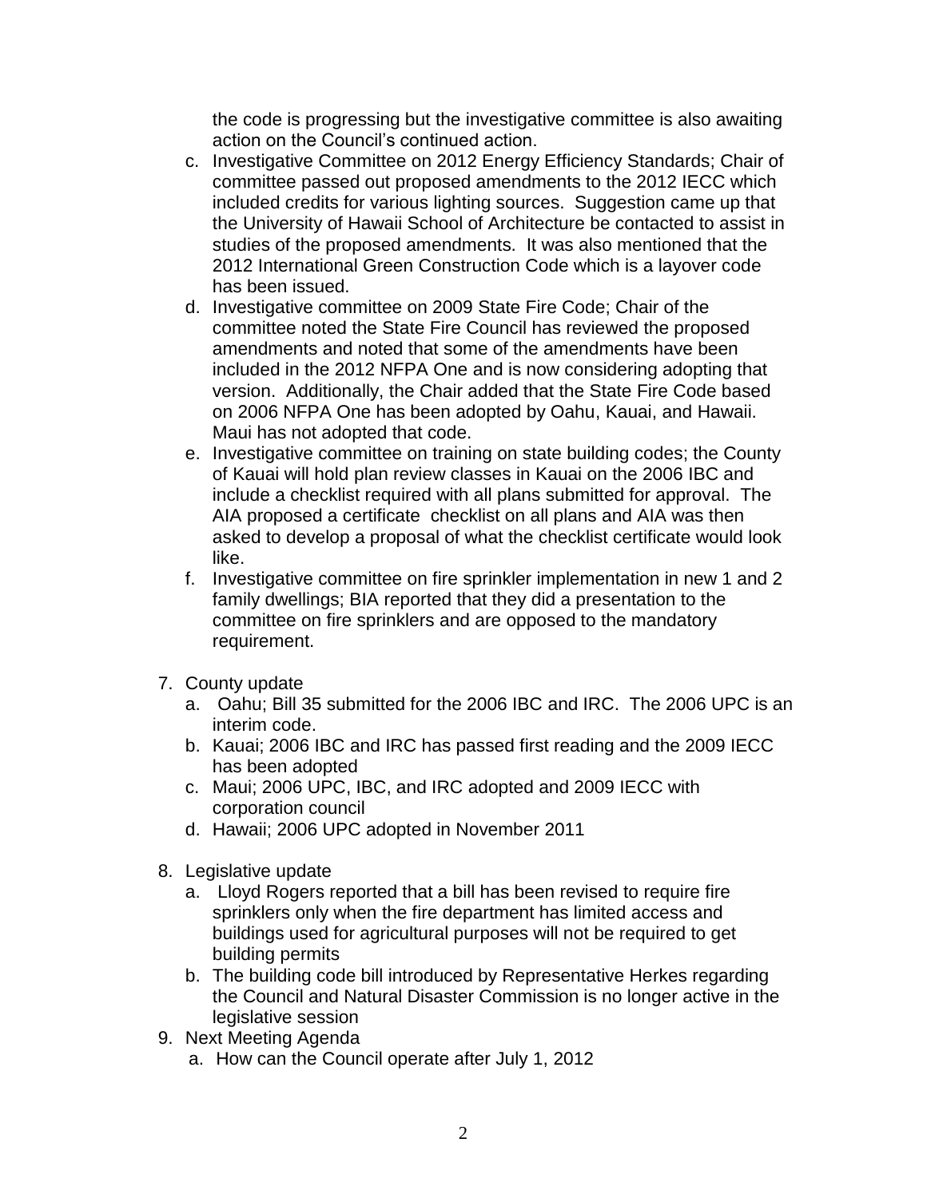the code is progressing but the investigative committee is also awaiting action on the Council's continued action.

c. Investigative Committee on 2012 Energy Efficiency Standards; Chair of committee passed out proposed amendments to the 2012 IECC which included credits for various lighting sources. Suggestion came up that the University of Hawaii School of Architecture be contacted to assist in studies of the proposed amendments. It was also mentioned that the 2012 International Green Construction Code which is a layover code has been issued.
d. Investigative committee on 2009 State Fire Code; Chair of the committee noted the State Fire Council has reviewed the proposed amendments and noted that some of the amendments have been included in the 2012 NFPA One and is now considering adopting that version. Additionally, the Chair added that the State Fire Code based on 2006 NFPA One has been adopted by Oahu, Kauai, and Hawaii. Maui has not adopted that code.
e. Investigative committee on training on state building codes; the County of Kauai will hold plan review classes in Kauai on the 2006 IBC and include a checklist required with all plans submitted for approval. The AIA proposed a certificate checklist on all plans and AIA was then asked to develop a proposal of what the checklist certificate would look like.
f. Investigative committee on fire sprinkler implementation in new 1 and 2 family dwellings; BIA reported that they did a presentation to the committee on fire sprinklers and are opposed to the mandatory requirement.

7. County update
   a. Oahu; Bill 35 submitted for the 2006 IBC and IRC. The 2006 UPC is an interim code.
   b. Kauai; 2006 IBC and IRC has passed first reading and the 2009 IECC has been adopted
   c. Maui; 2006 UPC, IBC, and IRC adopted and 2009 IECC with corporation council
   d. Hawaii; 2006 UPC adopted in November 2011

8. Legislative update
   a. Lloyd Rogers reported that a bill has been revised to require fire sprinklers only when the fire department has limited access and buildings used for agricultural purposes will not be required to get building permits
   b. The building code bill introduced by Representative Herkes regarding the Council and Natural Disaster Commission is no longer active in the legislative session

9. Next Meeting Agenda
   a. How can the Council operate after July 1, 2012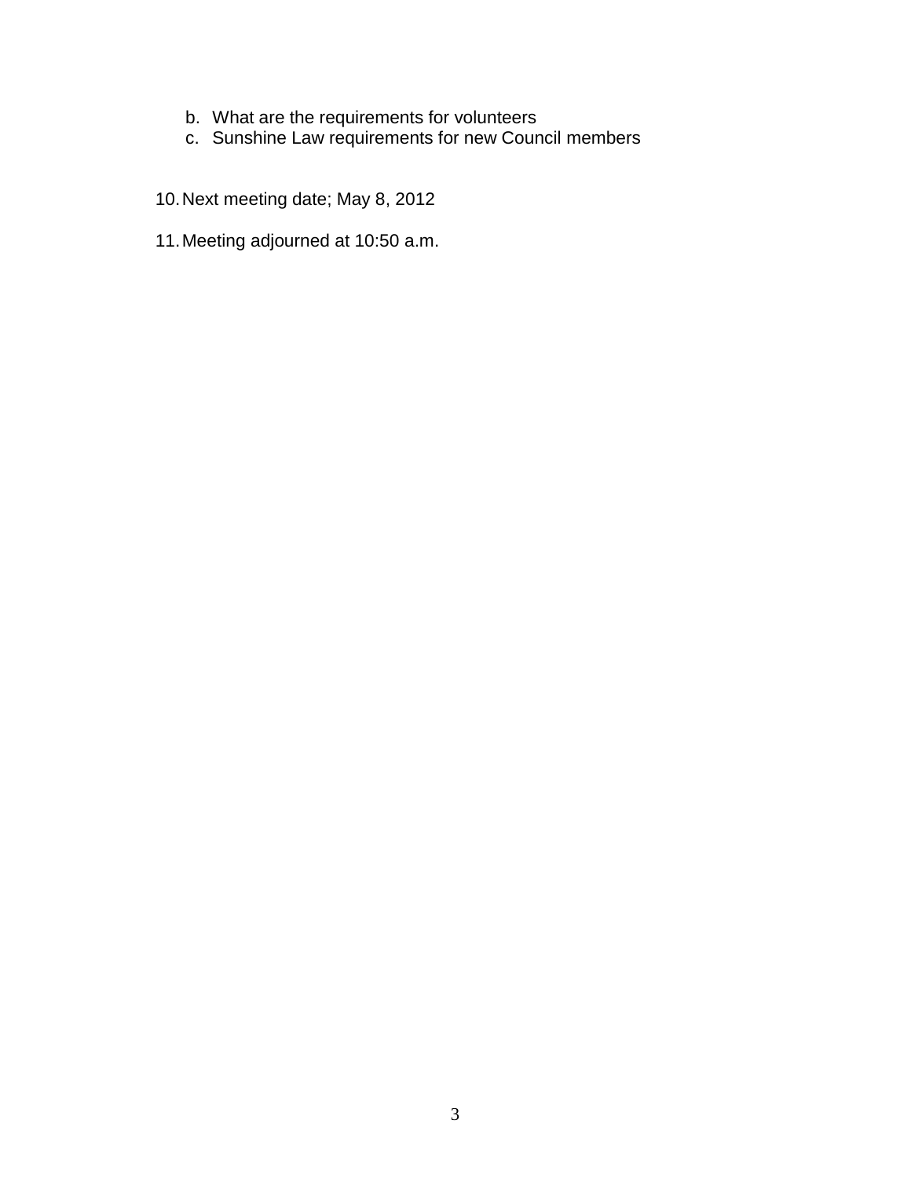b. What are the requirements for volunteers
   c. Sunshine Law requirements for new Council members

10. Next meeting date; May 8, 2012

11. Meeting adjourned at 10:50 a.m.